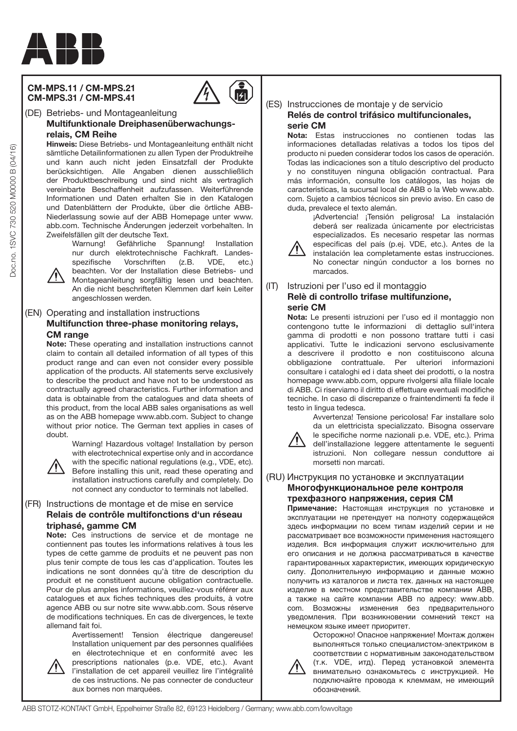ABB

**CM-MPS.11 / CM-MPS.21**
**CM-MPS.31 / CM-MPS.41**

Doc.no. 1SVC 730 520 M0000 B (04/16)

## (DE) Betriebs- und Montageanleitung
### Multifunktionale Dreiphasenüberwachungs-relais, CM Reihe

**Hinweis:** Diese Betriebs- und Montageanleitung enthält nicht sämtliche Detailinformationen zu allen Typen der Produktreihe und kann auch nicht jeden Einsatzfall der Produkte berücksichtigen. Alle Angaben dienen ausschließlich der Produktbeschreibung und sind nicht als vertraglich vereinbarte Beschaffenheit aufzufassen. Weiterführende Informationen und Daten erhalten Sie in den Katalogen und Datenblättern der Produkte, über die örtliche ABB-Niederlassung sowie auf der ABB Homepage unter www.abb.com. Technische Änderungen jederzeit vorbehalten. In Zweifelsfällen gilt der deutsche Text.

Warnung! Gefährliche Spannung! Installation nur durch elektrotechnische Fachkraft. Landes-spezifische Vorschriften (z.B. VDE, etc.) beachten. Vor der Installation diese Betriebs- und Montageanleitung sorgfältig lesen und beachten. An die nicht beschrifteten Klemmen darf kein Leiter angeschlossen werden.

## (EN) Operating and installation instructions
### Multifunction three-phase monitoring relays, CM range

**Note:** These operating and installation instructions cannot claim to contain all detailed information of all types of this product range and can even not consider every possible application of the products. All statements serve exclusively to describe the product and have not to be understood as contractually agreed characteristics. Further information and data is obtainable from the catalogues and data sheets of this product, from the local ABB sales organisations as well as on the ABB homepage www.abb.com. Subject to change without prior notice. The German text applies in cases of doubt.

Warning! Hazardous voltage! Installation by person with electrotechnical expertise only and in accordance with the specific national regulations (e.g., VDE, etc). Before installing this unit, read these operating and installation instructions carefully and completely. Do not connect any conductor to terminals not labelled.

## (FR) Instructions de montage et de mise en service
### Relais de contrôle multifonctions d'un réseau triphasé, gamme CM

**Note:** Ces instructions de service et de montage ne contiennent pas toutes les informations relatives à tous les types de cette gamme de produits et ne peuvent pas non plus tenir compte de tous les cas d'application. Toutes les indications ne sont données qu'à titre de description du produit et ne constituent aucune obligation contractuelle. Pour de plus amples informations, veuillez-vous référer aux catalogues et aux fiches techniques des produits, à votre agence ABB ou sur notre site www.abb.com. Sous réserve de modifications techniques. En cas de divergences, le texte allemand fait foi.

Avertissement! Tension électrique dangereuse! Installation uniquement par des personnes qualifiées en électrotechnique et en conformité avec les prescriptions nationales (p.e. VDE, etc.). Avant l'installation de cet appareil veuillez lire l'intégralité de ces instructions. Ne pas connecter de conducteur aux bornes non marquées.

## (ES) Instrucciones de montaje y de servicio
### Relés de control trifásico multifuncionales, serie CM

**Nota:** Estas instrucciones no contienen todas las informaciones detalladas relativas a todos los tipos del producto ni pueden considerar todos los casos de operación. Todas las indicaciones son a título descriptivo del producto y no constituyen ninguna obligación contractual. Para más información, consulte los catálogos, las hojas de características, la sucursal local de ABB o la Web www.abb.com. Sujeto a cambios técnicos sin previo aviso. En caso de duda, prevalece el texto alemán.

¡Advertencia! ¡Tensión peligrosa! La instalación deberá ser realizada únicamente por electricistas especializados. Es necesario respetar las normas especificas del país (p.ej. VDE, etc.). Antes de la instalación lea completamente estas instrucciones. No conectar ningún conductor a los bornes no marcados.

## (IT) Istruzioni per l'uso ed il montaggio
### Relè di controllo trifase multifunzione, serie CM

**Nota:** Le presenti istruzioni per l'uso ed il montaggio non contengono tutte le informazioni di dettaglio sull'intera gamma di prodotti e non possono trattare tutti i casi applicativi. Tutte le indicazioni servono esclusivamente a descrivere il prodotto e non costituiscono alcuna obbligazione contrattuale. Per ulteriori informazioni consultare i cataloghi ed i data sheet dei prodotti, o la nostra homepage www.abb.com, oppure rivolgersi alla filiale locale di ABB. Ci riserviamo il diritto di effettuare eventuali modifiche tecniche. In caso di discrepanze o fraintendimenti fa fede il testo in lingua tedesca.

Avvertenza! Tensione pericolosa! Far installare solo da un elettricista specializzato. Bisogna osservare le specifiche norme nazionali p.e. VDE, etc.). Prima dell'installazione leggere attentamente le seguenti istruzioni. Non collegare nessun conduttore ai morsetti non marcati.

## (RU) Инструкция по установке и эксплуатации
### Многофункциональное реле контроля трехфазного напряжения, серия CM

**Примечание:** Настоящая инструкция по установке и эксплуатации не претендует на полноту содержащейся здесь информации по всем типам изделий серии и не рассматривает все возможности применения настоящего изделия. Вся информация служит исключительно для его описания и не должна рассматриваться в качестве гарантированных характеристик, имеющих юридическую силу. Дополнительную информацию и данные можно получить из каталогов и листа тех. данных на настоящее изделие в местном представительстве компании ABB, а также на сайте компании ABB по адресу: www.abb.com. Возможны изменения без предварительного уведомления. При возникновении сомнений текст на немецком языке имеет приоритет.

Осторожно! Опасное напряжение! Монтаж должен выполняться только специалистом-электриком в соответствии с нормативным законодательством (т.к. VDE, итд). Перед установкой элемента внимательно ознакомьтесь с инструкцией. Не подключайте провода к клеммам, не имеющий обозначений.

ABB STOTZ-KONTAKT GmbH, Eppelheimer Straße 82, 69123 Heidelberg / Germany; www.abb.com/lowvoltage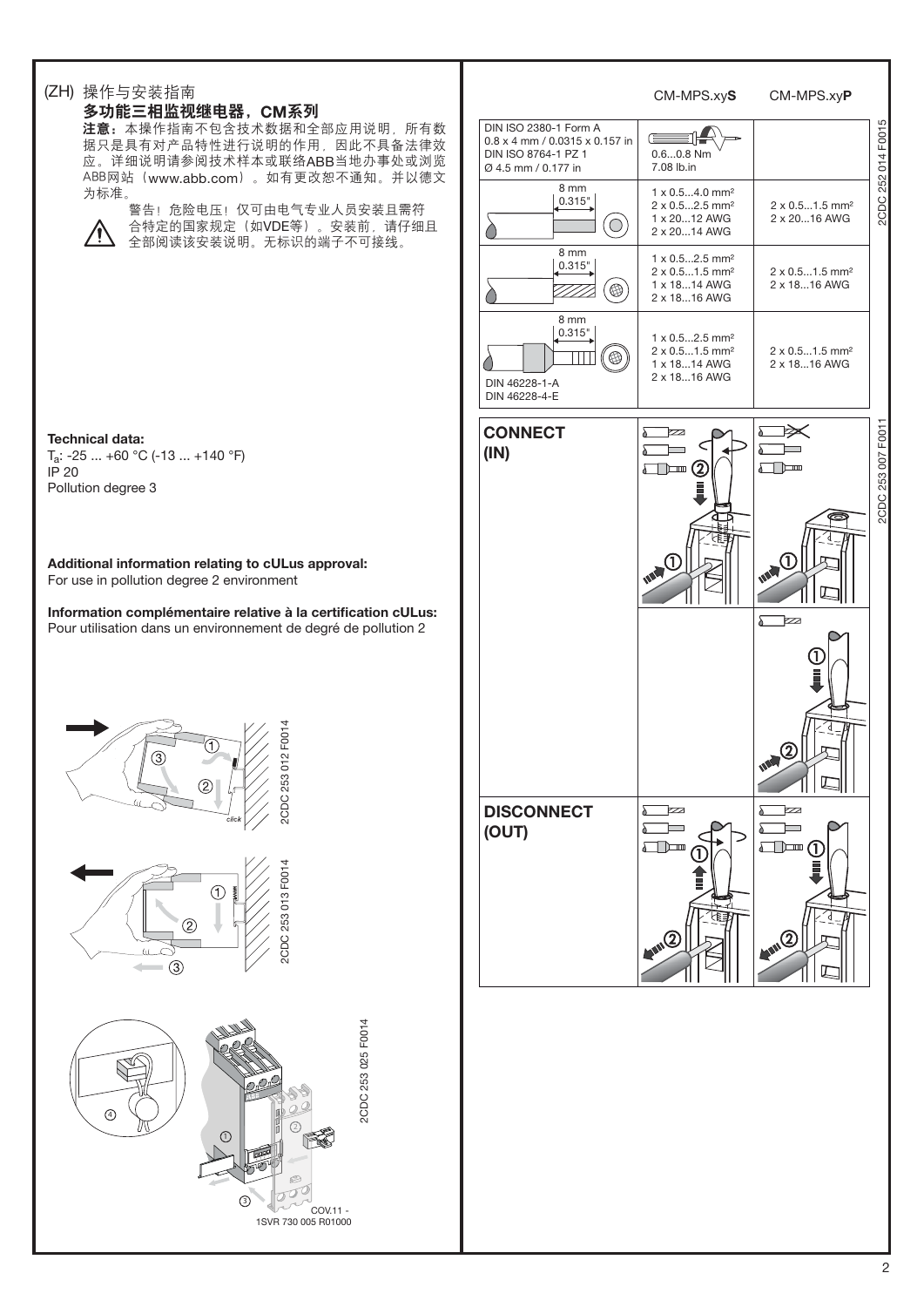(ZH) 操作与安装指南

## 多功能三相监视继电器，CM系列

**注意：**本操作指南不包含技术数据和全部应用说明，所有数据只是具有对产品特性进行说明的作用，因此不具备法律效应。详细说明请参阅技术样本或联络ABB当地办事处或浏览ABB网站（www.abb.com）。如有更改恕不通知。并以德文为标准。

⚠ 警告！危险电压！仅可由电气专业人员安装且需符合特定的国家规定（如VDE等）。安装前，请仔细且全部阅读该安装说明。无标识的端子不可接线。

**Technical data:**
$T_a$: -25 ... +60 °C (-13 ... +140 °F)
IP 20
Pollution degree 3

**Additional information relating to cULus approval:**
For use in pollution degree 2 environment

**Information complémentaire relative à la certification cULus:**
Pour utilisation dans un environnement de degré de pollution 2

2CDC 253 012 F0014

2CDC 253 013 F0014

2CDC 253 025 F0014

COV.11 - 1SVR 730 005 R01000

| | CM-MPS.xy**S** | CM-MPS.xy**P** |
|---|---|---|
| DIN ISO 2380-1 Form A 0.8 x 4 mm / 0.0315 x 0.157 in DIN ISO 8764-1 PZ 1 Ø 4.5 mm / 0.177 in | 0.6...0.8 Nm 7.08 lb.in | |
| 8 mm 0.315" | 1 x 0.5...4.0 mm² 2 x 0.5...2.5 mm² 1 x 20...12 AWG 2 x 20...14 AWG | 2 x 0.5...1.5 mm² 2 x 20...16 AWG |
| 8 mm 0.315" | 1 x 0.5...2.5 mm² 2 x 0.5...1.5 mm² 1 x 18...14 AWG 2 x 18...16 AWG | 2 x 0.5...1.5 mm² 2 x 18...16 AWG |
| 8 mm 0.315" DIN 46228-1-A DIN 46228-4-E | 1 x 0.5...2.5 mm² 2 x 0.5...1.5 mm² 1 x 18...14 AWG 2 x 18...16 AWG | 2 x 0.5...1.5 mm² 2 x 18...16 AWG |

2CDC 252 014 F0015

**CONNECT (IN)**

**DISCONNECT (OUT)**

2CDC 253 007 F0011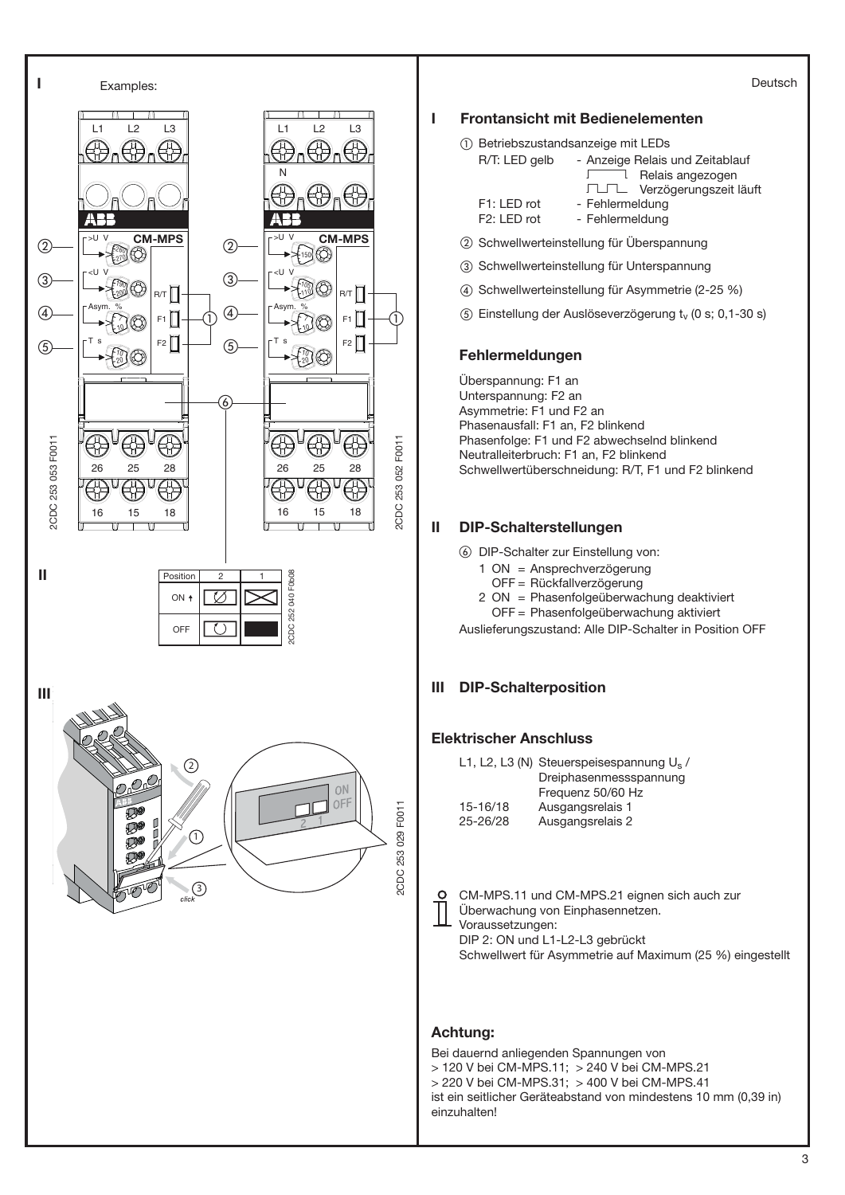Deutsch

## I Frontansicht mit Bedienelementen

① Betriebszustandsanzeige mit LEDs

| | |
|---|---|
| R/T: LED gelb | - Anzeige Relais und Zeitablauf |
| | Relais angezogen |
| | Verzögerungszeit läuft |
| F1: LED rot | - Fehlermeldung |
| F2: LED rot | - Fehlermeldung |

② Schwellwerteinstellung für Überspannung

③ Schwellwerteinstellung für Unterspannung

④ Schwellwerteinstellung für Asymmetrie (2-25 %)

⑤ Einstellung der Auslöseverzögerung $t_v$ (0 s; 0,1-30 s)

### Fehlermeldungen

Überspannung: F1 an
Unterspannung: F2 an
Asymmetrie: F1 und F2 an
Phasenausfall: F1 an, F2 blinkend
Phasenfolge: F1 und F2 abwechselnd blinkend
Neutralleiterbruch: F1 an, F2 blinkend
Schwellwertüberschneidung: R/T, F1 und F2 blinkend

## II DIP-Schalterstellungen

⑥ DIP-Schalter zur Einstellung von:

1 ON = Ansprechverzögerung
  OFF = Rückfallverzögerung

2 ON = Phasenfolgeüberwachung deaktiviert
  OFF = Phasenfolgeüberwachung aktiviert

Auslieferungszustand: Alle DIP-Schalter in Position OFF

## III DIP-Schalterposition

### Elektrischer Anschluss

| | |
|---|---|
| L1, L2, L3 (N) | Steuerspeisespannung $U_s$ / Dreiphasenmessspannung Frequenz 50/60 Hz |
| 15-16/18 | Ausgangsrelais 1 |
| 25-26/28 | Ausgangsrelais 2 |

CM-MPS.11 und CM-MPS.21 eignen sich auch zur Überwachung von Einphasennetzen.
Voraussetzungen:
DIP 2: ON und L1-L2-L3 gebrückt
Schwellwert für Asymmetrie auf Maximum (25 %) eingestellt

### Achtung:

Bei dauernd anliegenden Spannungen von
> 120 V bei CM-MPS.11; > 240 V bei CM-MPS.21
> 220 V bei CM-MPS.31; > 400 V bei CM-MPS.41
ist ein seitlicher Geräteabstand von mindestens 10 mm (0,39 in) einzuhalten!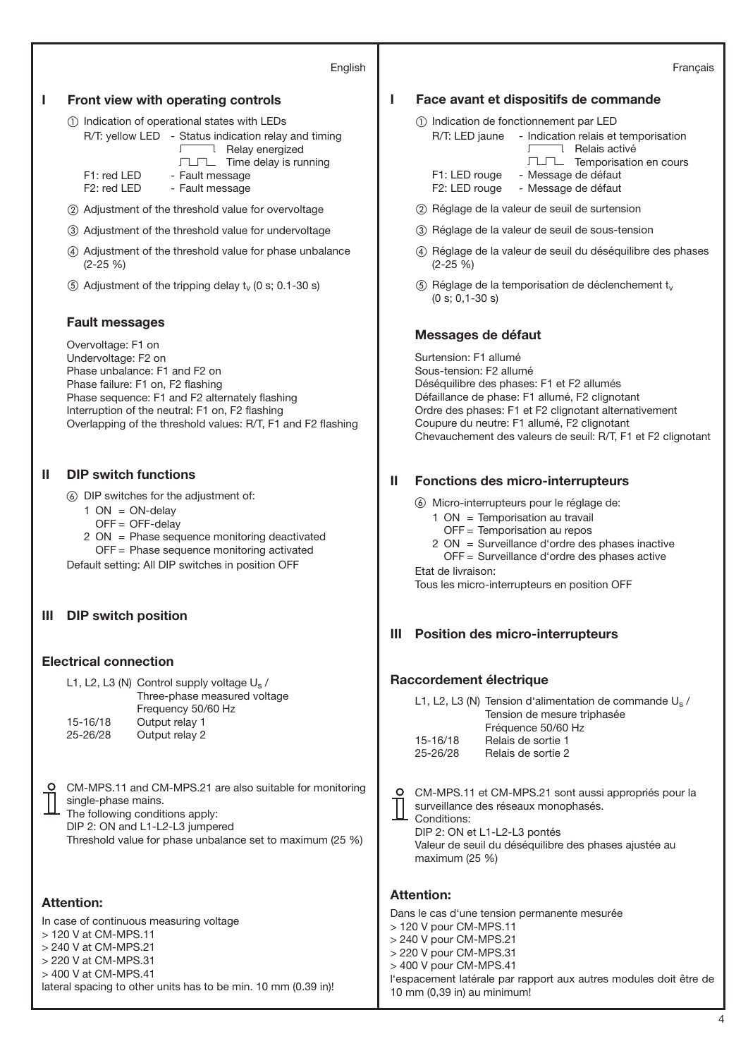English

## I Front view with operating controls

① Indication of operational states with LEDs

R/T: yellow LED - Status indication relay and timing
- Relay energized
- Time delay is running

F1: red LED - Fault message
F2: red LED - Fault message

② Adjustment of the threshold value for overvoltage

③ Adjustment of the threshold value for undervoltage

④ Adjustment of the threshold value for phase unbalance (2-25 %)

⑤ Adjustment of the tripping delay $t_v$ (0 s; 0.1-30 s)

### Fault messages

Overvoltage: F1 on
Undervoltage: F2 on
Phase unbalance: F1 and F2 on
Phase failure: F1 on, F2 flashing
Phase sequence: F1 and F2 alternately flashing
Interruption of the neutral: F1 on, F2 flashing
Overlapping of the threshold values: R/T, F1 and F2 flashing

## II DIP switch functions

⑥ DIP switches for the adjustment of:

1 ON = ON-delay
OFF = OFF-delay
2 ON = Phase sequence monitoring deactivated
OFF = Phase sequence monitoring activated

Default setting: All DIP switches in position OFF

## III DIP switch position

### Electrical connection

| | |
|---|---|
| L1, L2, L3 (N) | Control supply voltage $U_s$ / Three-phase measured voltage Frequency 50/60 Hz |
| 15-16/18 | Output relay 1 |
| 25-26/28 | Output relay 2 |

CM-MPS.11 and CM-MPS.21 are also suitable for monitoring single-phase mains.
The following conditions apply:
DIP 2: ON and L1-L2-L3 jumpered
Threshold value for phase unbalance set to maximum (25 %)

### Attention:

In case of continuous measuring voltage
> 120 V at CM-MPS.11
> 240 V at CM-MPS.21
> 220 V at CM-MPS.31
> 400 V at CM-MPS.41
lateral spacing to other units has to be min. 10 mm (0.39 in)!

Français

## I Face avant et dispositifs de commande

① Indication de fonctionnement par LED

R/T: LED jaune - Indication relais et temporisation
- Relais activé
- Temporisation en cours

F1: LED rouge - Message de défaut
F2: LED rouge - Message de défaut

② Réglage de la valeur de seuil de surtension

③ Réglage de la valeur de seuil de sous-tension

④ Réglage de la valeur de seuil du déséquilibre des phases (2-25 %)

⑤ Réglage de la temporisation de déclenchement $t_v$ (0 s; 0,1-30 s)

### Messages de défaut

Surtension: F1 allumé
Sous-tension: F2 allumé
Déséquilibre des phases: F1 et F2 allumés
Défaillance de phase: F1 allumé, F2 clignotant
Ordre des phases: F1 et F2 clignotant alternativement
Coupure du neutre: F1 allumé, F2 clignotant
Chevauchement des valeurs de seuil: R/T, F1 et F2 clignotant

## II Fonctions des micro-interrupteurs

⑥ Micro-interrupteurs pour le réglage de:

1 ON = Temporisation au travail
OFF = Temporisation au repos
2 ON = Surveillance d'ordre des phases inactive
OFF = Surveillance d'ordre des phases active

Etat de livraison:
Tous les micro-interrupteurs en position OFF

## III Position des micro-interrupteurs

### Raccordement électrique

| | |
|---|---|
| L1, L2, L3 (N) | Tension d'alimentation de commande $U_s$ / Tension de mesure triphasée Fréquence 50/60 Hz |
| 15-16/18 | Relais de sortie 1 |
| 25-26/28 | Relais de sortie 2 |

CM-MPS.11 et CM-MPS.21 sont aussi appropriés pour la surveillance des réseaux monophasés.
Conditions:
DIP 2: ON et L1-L2-L3 pontés
Valeur de seuil du déséquilibre des phases ajustée au maximum (25 %)

### Attention:

Dans le cas d'une tension permanente mesurée
> 120 V pour CM-MPS.11
> 240 V pour CM-MPS.21
> 220 V pour CM-MPS.31
> 400 V pour CM-MPS.41
l'espacement latérale par rapport aux autres modules doit être de 10 mm (0,39 in) au minimum!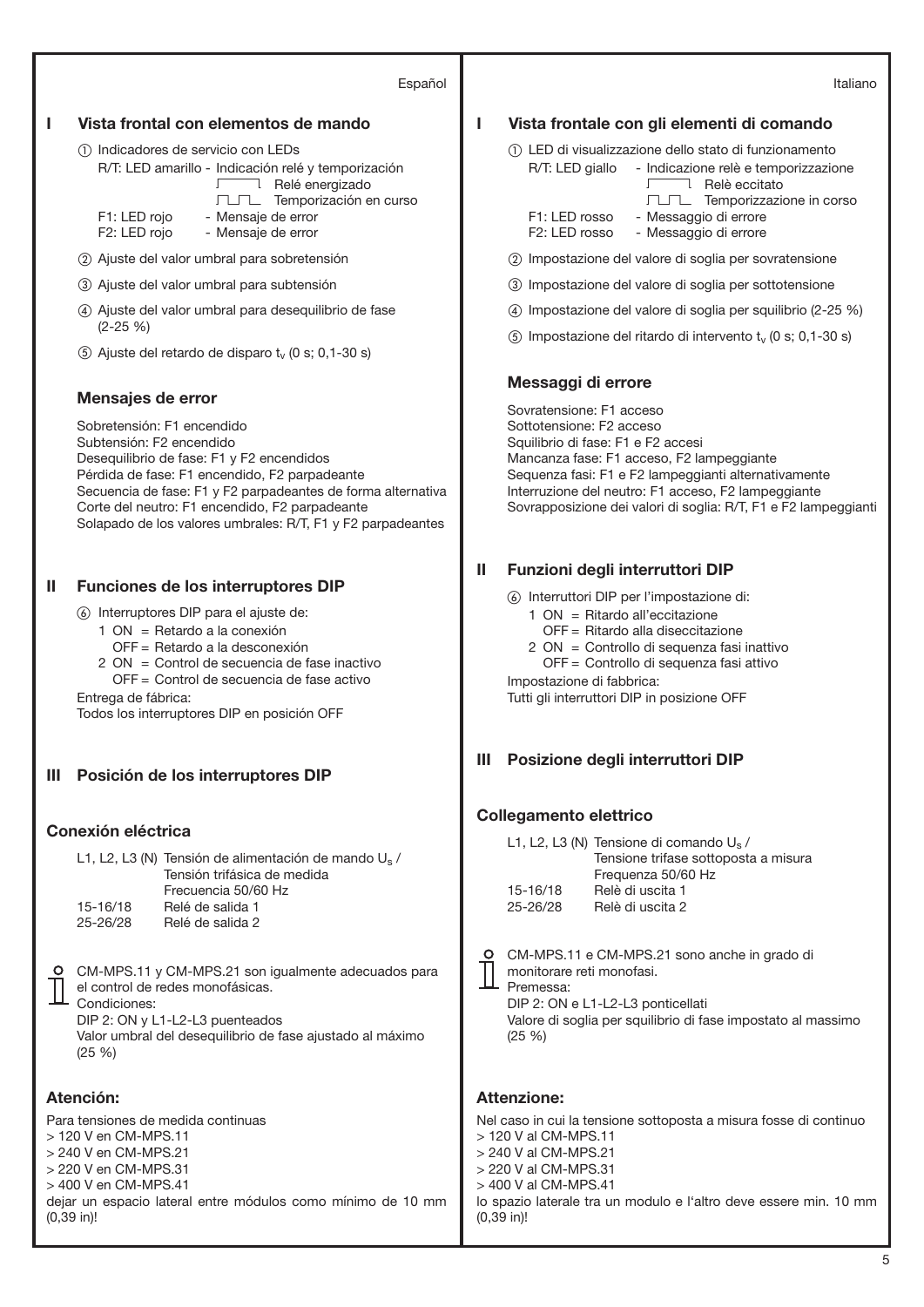Español

## I Vista frontal con elementos de mando

① Indicadores de servicio con LEDs

| | |
|---|---|
| R/T: LED amarillo | - Indicación relé y temporización |
| | ⎍ Relé energizado |
| | ⎍⎍ Temporización en curso |
| F1: LED rojo | - Mensaje de error |
| F2: LED rojo | - Mensaje de error |

② Ajuste del valor umbral para sobretensión

③ Ajuste del valor umbral para subtensión

④ Ajuste del valor umbral para desequilibrio de fase (2-25 %)

⑤ Ajuste del retardo de disparo $t_v$ (0 s; 0,1-30 s)

### Mensajes de error

Sobretensión: F1 encendido
Subtensión: F2 encendido
Desequilibrio de fase: F1 y F2 encendidos
Pérdida de fase: F1 encendido, F2 parpadeante
Secuencia de fase: F1 y F2 parpadeantes de forma alternativa
Corte del neutro: F1 encendido, F2 parpadeante
Solapado de los valores umbrales: R/T, F1 y F2 parpadeantes

## II Funciones de los interruptores DIP

⑥ Interruptores DIP para el ajuste de:
- 1 ON = Retardo a la conexión
  OFF = Retardo a la desconexión
- 2 ON = Control de secuencia de fase inactivo
  OFF = Control de secuencia de fase activo

Entrega de fábrica:
Todos los interruptores DIP en posición OFF

## III Posición de los interruptores DIP

### Conexión eléctrica

| | |
|---|---|
| L1, L2, L3 (N) | Tensión de alimentación de mando $U_s$ / Tensión trifásica de medida Frecuencia 50/60 Hz |
| 15-16/18 | Relé de salida 1 |
| 25-26/28 | Relé de salida 2 |

CM-MPS.11 y CM-MPS.21 son igualmente adecuados para el control de redes monofásicas.
Condiciones:
DIP 2: ON y L1-L2-L3 puenteados
Valor umbral del desequilibrio de fase ajustado al máximo (25 %)

### Atención:

Para tensiones de medida continuas
> 120 V en CM-MPS.11
> 240 V en CM-MPS.21
> 220 V en CM-MPS.31
> 400 V en CM-MPS.41
dejar un espacio lateral entre módulos como mínimo de 10 mm (0,39 in)!

Italiano

## I Vista frontale con gli elementi di comando

① LED di visualizzazione dello stato di funzionamento

| | |
|---|---|
| R/T: LED giallo | - Indicazione relè e temporizzazione |
| | ⎍ Relè eccitato |
| | ⎍⎍ Temporizzazione in corso |
| F1: LED rosso | - Messaggio di errore |
| F2: LED rosso | - Messaggio di errore |

② Impostazione del valore di soglia per sovratensione

③ Impostazione del valore di soglia per sottotensione

④ Impostazione del valore di soglia per squilibrio (2-25 %)

⑤ Impostazione del ritardo di intervento $t_v$ (0 s; 0,1-30 s)

### Messaggi di errore

Sovratensione: F1 acceso
Sottotensione: F2 acceso
Squilibrio di fase: F1 e F2 accesi
Mancanza fase: F1 acceso, F2 lampeggiante
Sequenza fasi: F1 e F2 lampeggianti alternativamente
Interruzione del neutro: F1 acceso, F2 lampeggiante
Sovrapposizione dei valori di soglia: R/T, F1 e F2 lampeggianti

## II Funzioni degli interruttori DIP

⑥ Interruttori DIP per l'impostazione di:
- 1 ON = Ritardo all'eccitazione
  OFF = Ritardo alla diseccitazione
- 2 ON = Controllo di sequenza fasi inattivo
  OFF = Controllo di sequenza fasi attivo

Impostazione di fabbrica:
Tutti gli interruttori DIP in posizione OFF

## III Posizione degli interruttori DIP

### Collegamento elettrico

| | |
|---|---|
| L1, L2, L3 (N) | Tensione di comando $U_s$ / Tensione trifase sottoposta a misura Frequenza 50/60 Hz |
| 15-16/18 | Relè di uscita 1 |
| 25-26/28 | Relè di uscita 2 |

CM-MPS.11 e CM-MPS.21 sono anche in grado di monitorare reti monofasi.
Premessa:
DIP 2: ON e L1-L2-L3 ponticellati
Valore di soglia per squilibrio di fase impostato al massimo (25 %)

### Attenzione:

Nel caso in cui la tensione sottoposta a misura fosse di continuo
> 120 V al CM-MPS.11
> 240 V al CM-MPS.21
> 220 V al CM-MPS.31
> 400 V al CM-MPS.41
lo spazio laterale tra un modulo e l'altro deve essere min. 10 mm (0,39 in)!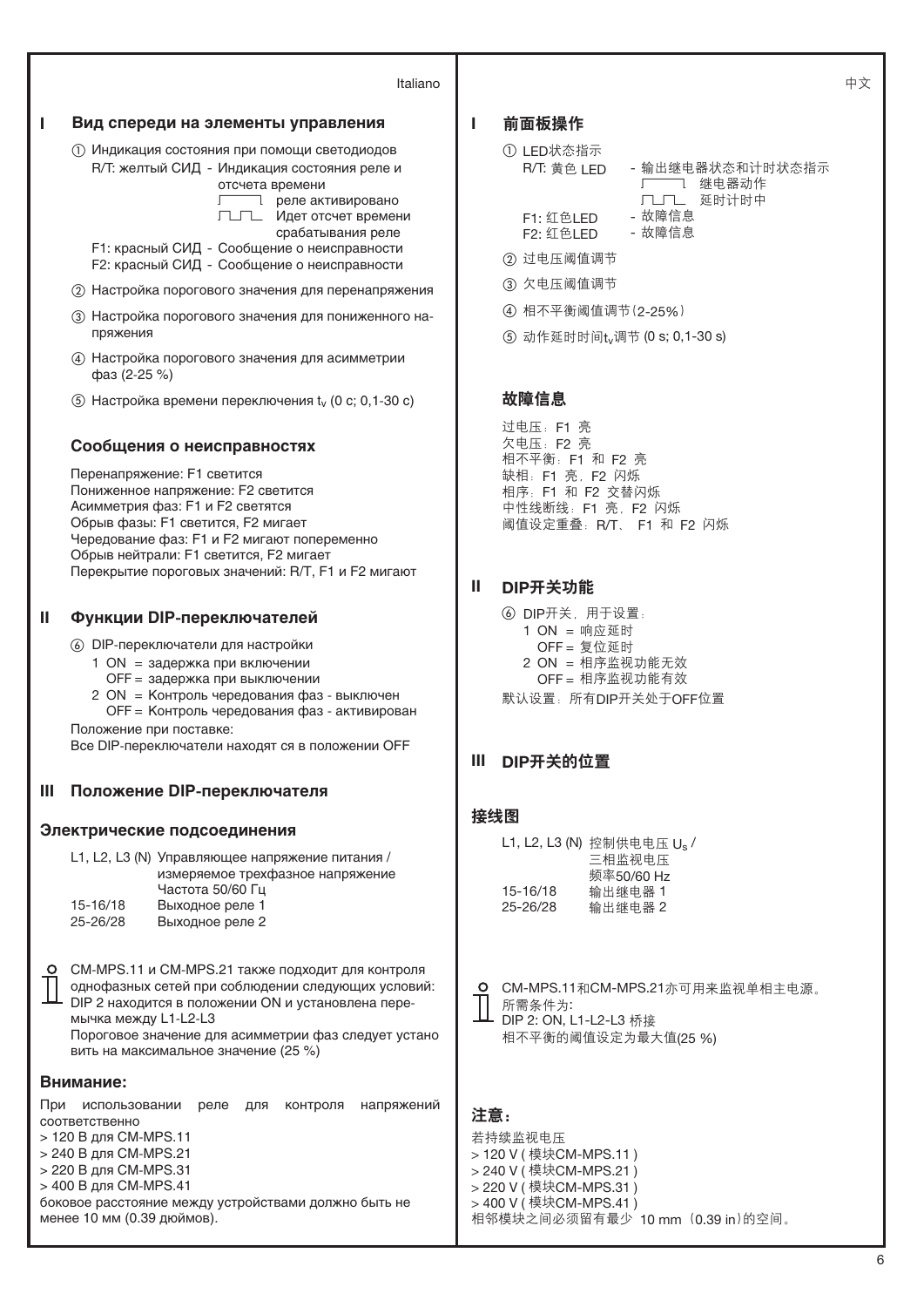## I Вид спереди на элементы управления

① Индикация состояния при помощи светодиодов

R/T: желтый СИД - Индикация состояния реле и отсчета времени
- реле активировано
- Идет отсчет времени срабатывания реле

F1: красный СИД - Сообщение о неисправности
F2: красный СИД - Сообщение о неисправности

② Настройка порогового значения для перенапряжения

③ Настройка порогового значения для пониженного напряжения

④ Настройка порогового значения для асимметрии фаз (2-25 %)

⑤ Настройка времени переключения $t_v$ (0 с; 0,1-30 с)

### Сообщения о неисправностях

Перенапряжение: F1 светится
Пониженное напряжение: F2 светится
Асимметрия фаз: F1 и F2 светятся
Обрыв фазы: F1 светится, F2 мигает
Чередование фаз: F1 и F2 мигают попеременно
Обрыв нейтрали: F1 светится, F2 мигает
Перекрытие пороговых значений: R/T, F1 и F2 мигают

## II Функции DIP-переключателей

⑥ DIP-переключатели для настройки
1 ON = задержка при включении
OFF = задержка при выключении
2 ON = Контроль чередования фаз - выключен
OFF = Контроль чередования фаз - активирован

Положение при поставке:
Все DIP-переключатели находят ся в положении OFF

## III Положение DIP-переключателя

### Электрические подсоединения

| | |
|---|---|
| L1, L2, L3 (N) | Управляющее напряжение питания / измеряемое трехфазное напряжение Частота 50/60 Гц |
| 15-16/18 | Выходное реле 1 |
| 25-26/28 | Выходное реле 2 |

CM-MPS.11 и CM-MPS.21 также подходит для контроля однофазных сетей при соблюдении следующих условий: DIP 2 находится в положении ON и установлена перемычка между L1-L2-L3
Пороговое значение для асимметрии фаз следует устано вить на максимальное значение (25 %)

### Внимание:

При использовании реле для контроля напряжений соответственно
> 120 В для CM-MPS.11
> 240 В для CM-MPS.21
> 220 В для CM-MPS.31
> 400 В для CM-MPS.41
боковое расстояние между устройствами должно быть не менее 10 мм (0.39 дюймов).

## I 前面板操作

① LED状态指示

R/T: 黄色 LED - 输出继电器状态和计时状态指示
- 继电器动作
- 延时计时中

F1: 红色LED - 故障信息
F2: 红色LED - 故障信息

② 过电压阈值调节

③ 欠电压阈值调节

④ 相不平衡阈值调节(2-25%)

⑤ 动作延时时间$t_v$调节 (0 s; 0,1-30 s)

### 故障信息

过电压：F1 亮
欠电压：F2 亮
相不平衡：F1 和 F2 亮
缺相：F1 亮，F2 闪烁
相序：F1 和 F2 交替闪烁
中性线断线：F1 亮，F2 闪烁
阈值设定重叠：R/T、 F1 和 F2 闪烁

## II DIP开关功能

⑥ DIP开关，用于设置：
1 ON = 响应延时
OFF = 复位延时
2 ON = 相序监视功能无效
OFF = 相序监视功能有效

默认设置：所有DIP开关处于OFF位置

## III DIP开关的位置

### 接线图

| | |
|---|---|
| L1, L2, L3 (N) | 控制供电电压 $U_s$ / 三相监视电压 频率50/60 Hz |
| 15-16/18 | 输出继电器 1 |
| 25-26/28 | 输出继电器 2 |

CM-MPS.11和CM-MPS.21亦可用来监视单相主电源。
所需条件为:
DIP 2: ON, L1-L2-L3 桥接
相不平衡的阈值设定为最大值(25 %)

### 注意：

若持续监视电压
> 120 V ( 模块CM-MPS.11 )
> 240 V ( 模块CM-MPS.21 )
> 220 V ( 模块CM-MPS.31 )
> 400 V ( 模块CM-MPS.41 )
相邻模块之间必须留有最少 10 mm（0.39 in）的空间。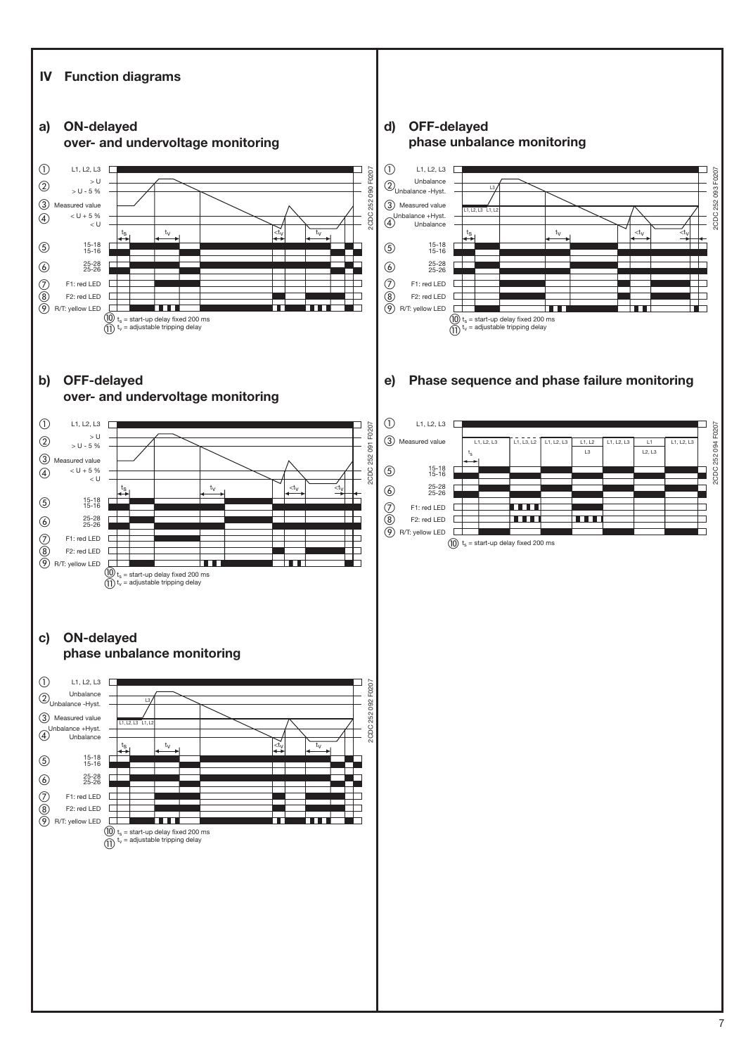## IV Function diagrams

### a) ON-delayed over- and undervoltage monitoring

① L1, L2, L3
② > U / > U - 5 %
③ Measured value
④ < U + 5 % / < U
⑤ 15-18 / 15-16
⑥ 25-28 / 25-26
⑦ F1: red LED
⑧ F2: red LED
⑨ R/T: yellow LED

⑩ $t_s$ = start-up delay fixed 200 ms
⑪ $t_v$ = adjustable tripping delay

2CDC 252 090 F0207

### b) OFF-delayed over- and undervoltage monitoring

① L1, L2, L3
② > U / > U - 5 %
③ Measured value
④ < U + 5 % / < U
⑤ 15-18 / 15-16
⑥ 25-28 / 25-26
⑦ F1: red LED
⑧ F2: red LED
⑨ R/T: yellow LED

⑩ $t_s$ = start-up delay fixed 200 ms
⑪ $t_v$ = adjustable tripping delay

2CDC 252 091 F0207

### c) ON-delayed phase unbalance monitoring

① L1, L2, L3
② Unbalance / Unbalance -Hyst.
③ Measured value
④ Unbalance +Hyst. / Unbalance
⑤ 15-18 / 15-16
⑥ 25-28 / 25-26
⑦ F1: red LED
⑧ F2: red LED
⑨ R/T: yellow LED

⑩ $t_s$ = start-up delay fixed 200 ms
⑪ $t_v$ = adjustable tripping delay

2CDC 252 092 F0207

### d) OFF-delayed phase unbalance monitoring

① L1, L2, L3
② Unbalance / Unbalance -Hyst.
③ Measured value
④ Unbalance +Hyst. / Unbalance
⑤ 15-18 / 15-16
⑥ 25-28 / 25-26
⑦ F1: red LED
⑧ F2: red LED
⑨ R/T: yellow LED

⑩ $t_s$ = start-up delay fixed 200 ms
⑪ $t_v$ = adjustable tripping delay

2CDC 252 093 F0207

### e) Phase sequence and phase failure monitoring

① L1, L2, L3
③ Measured value: L1, L2, L3 | L1, L3, L2 | L1, L2, L3 | L1, L2 / L3 | L1, L2, L3 | L1 / L2, L3 | L1, L2, L3
⑤ 15-18 / 15-16
⑥ 25-28 / 25-26
⑦ F1: red LED
⑧ F2: red LED
⑨ R/T: yellow LED

⑩ $t_s$ = start-up delay fixed 200 ms

2CDC 252 094 F0207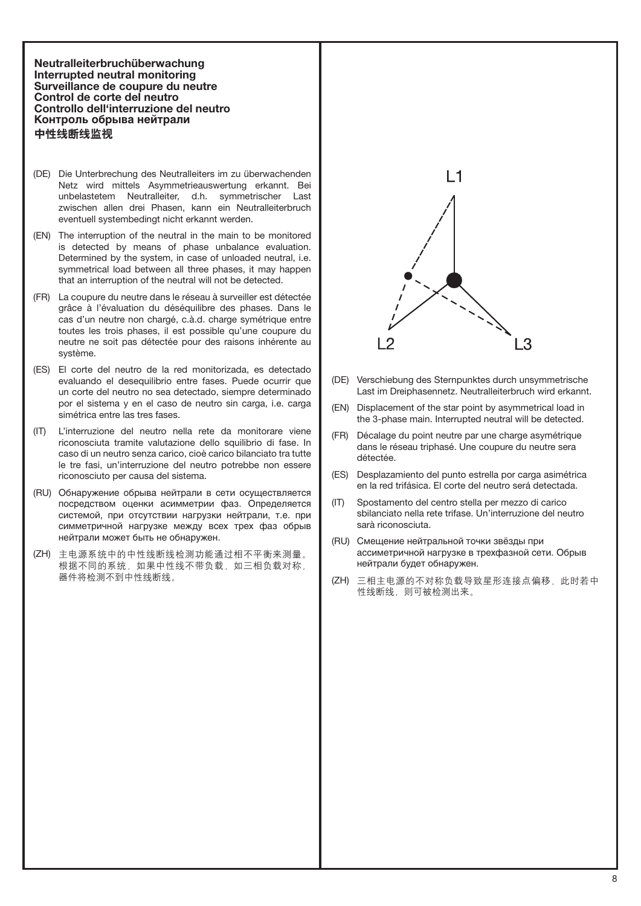## Neutralleiterbruchüberwachung
## Interrupted neutral monitoring
## Surveillance de coupure du neutre
## Control de corte del neutro
## Controllo dell'interruzione del neutro
## Контроль обрыва нейтрали
## 中性线断线监视

(DE) Die Unterbrechung des Neutralleiters im zu überwachenden Netz wird mittels Asymmetrieauswertung erkannt. Bei unbelastetem Neutralleiter, d.h. symmetrischer Last zwischen allen drei Phasen, kann ein Neutralleiterbruch eventuell systembedingt nicht erkannt werden.

(EN) The interruption of the neutral in the main to be monitored is detected by means of phase unbalance evaluation. Determined by the system, in case of unloaded neutral, i.e. symmetrical load between all three phases, it may happen that an interruption of the neutral will not be detected.

(FR) La coupure du neutre dans le réseau à surveiller est détectée grâce à l'évaluation du déséquilibre des phases. Dans le cas d'un neutre non chargé, c.à.d. charge symétrique entre toutes les trois phases, il est possible qu'une coupure du neutre ne soit pas détectée pour des raisons inhérente au système.

(ES) El corte del neutro de la red monitorizada, es detectado evaluando el desequilibrio entre fases. Puede ocurrir que un corte del neutro no sea detectado, siempre determinado por el sistema y en el caso de neutro sin carga, i.e. carga simétrica entre las tres fases.

(IT) L'interruzione del neutro nella rete da monitorare viene riconosciuta tramite valutazione dello squilibrio di fase. In caso di un neutro senza carico, cioè carico bilanciato tra tutte le tre fasi, un'interruzione del neutro potrebbe non essere riconosciuto per causa del sistema.

(RU) Обнаружение обрыва нейтрали в сети осуществляется посредством оценки асимметрии фаз. Определяется системой, при отсутствии нагрузки нейтрали, т.е. при симметричной нагрузке между всех трех фаз обрыв нейтрали может быть не обнаружен.

(ZH) 主电源系统中的中性线断线检测功能通过相不平衡来测量。根据不同的系统，如果中性线不带负载，如三相负载对称，器件将检测不到中性线断线。

L1

L2 L3

(DE) Verschiebung des Sternpunktes durch unsymmetrische Last im Dreiphasennetz. Neutralleiterbruch wird erkannt.

(EN) Displacement of the star point by asymmetrical load in the 3-phase main. Interrupted neutral will be detected.

(FR) Décalage du point neutre par une charge asymétrique dans le réseau triphasé. Une coupure du neutre sera détectée.

(ES) Desplazamiento del punto estrella por carga asimétrica en la red trifásica. El corte del neutro será detectada.

(IT) Spostamento del centro stella per mezzo di carico sbilanciato nella rete trifase. Un'interruzione del neutro sarà riconosciuta.

(RU) Смещение нейтральной точки звёзды при ассиметричной нагрузке в трехфазной сети. Обрыв нейтрали будет обнаружен.

(ZH) 三相主电源的不对称负载导致星形连接点偏移，此时若中性线断线，则可被检测出来。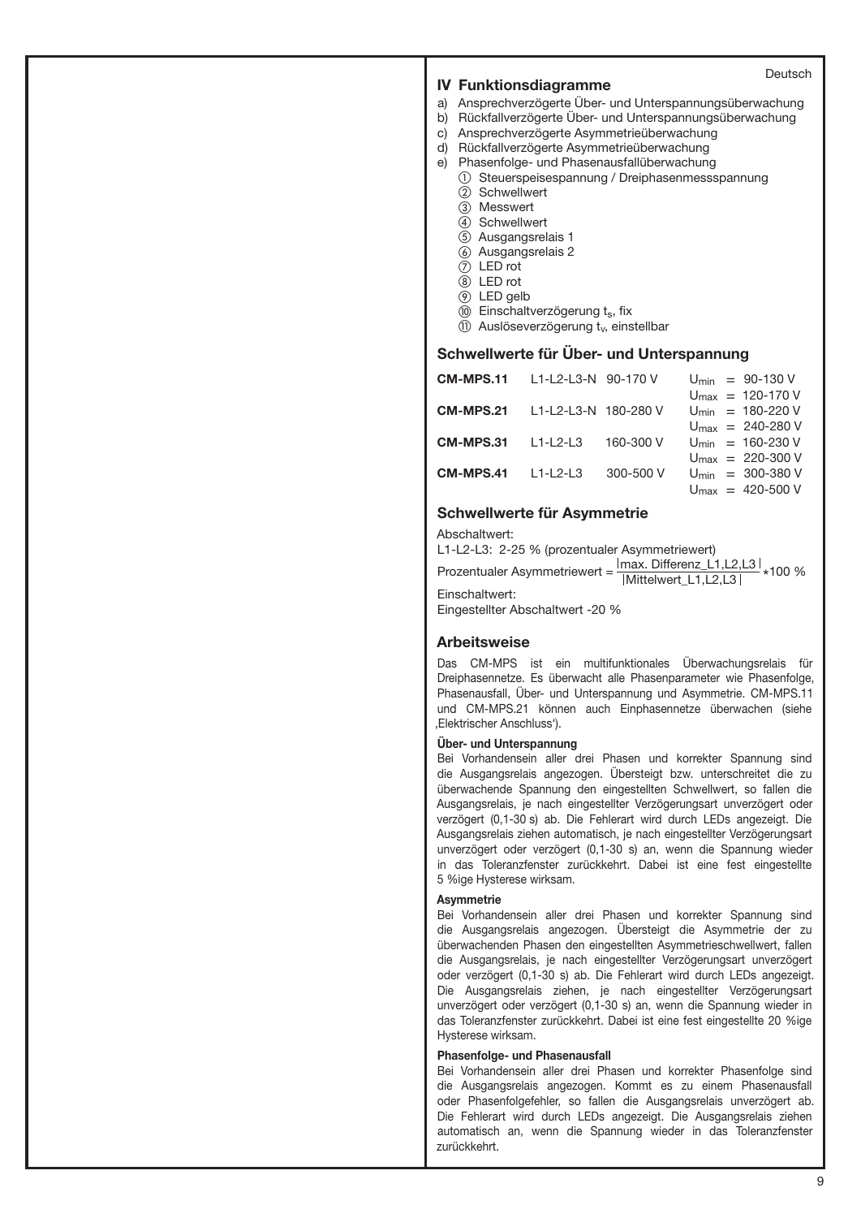Deutsch

## IV Funktionsdiagramme

a) Ansprechverzögerte Über- und Unterspannungsüberwachung
b) Rückfallverzögerte Über- und Unterspannungsüberwachung
c) Ansprechverzögerte Asymmetrieüberwachung
d) Rückfallverzögerte Asymmetrieüberwachung
e) Phasenfolge- und Phasenausfallüberwachung

① Steuerspeisespannung / Dreiphasenmessspannung
② Schwellwert
③ Messwert
④ Schwellwert
⑤ Ausgangsrelais 1
⑥ Ausgangsrelais 2
⑦ LED rot
⑧ LED rot
⑨ LED gelb
⑩ Einschaltverzögerung $t_s$, fix
⑪ Auslöseverzögerung $t_v$, einstellbar

### Schwellwerte für Über- und Unterspannung

| | | | |
|---|---|---|---|
| **CM-MPS.11** | L1-L2-L3-N | 90-170 V | $U_{min}$ = 90-130 V |
| | | | $U_{max}$ = 120-170 V |
| **CM-MPS.21** | L1-L2-L3-N | 180-280 V | $U_{min}$ = 180-220 V |
| | | | $U_{max}$ = 240-280 V |
| **CM-MPS.31** | L1-L2-L3 | 160-300 V | $U_{min}$ = 160-230 V |
| | | | $U_{max}$ = 220-300 V |
| **CM-MPS.41** | L1-L2-L3 | 300-500 V | $U_{min}$ = 300-380 V |
| | | | $U_{max}$ = 420-500 V |

### Schwellwerte für Asymmetrie

Abschaltwert:
L1-L2-L3: 2-25 % (prozentualer Asymmetriewert)

$$\text{Prozentualer Asymmetriewert} = \frac{|\text{max. Differenz\_L1,L2,L3}|}{|\text{Mittelwert\_L1,L2,L3}|} * 100\ \%$$

Einschaltwert:
Eingestellter Abschaltwert -20 %

### Arbeitsweise

Das CM-MPS ist ein multifunktionales Überwachungsrelais für Dreiphasennetze. Es überwacht alle Phasenparameter wie Phasenfolge, Phasenausfall, Über- und Unterspannung und Asymmetrie. CM-MPS.11 und CM-MPS.21 können auch Einphasennetze überwachen (siehe ‚Elektrischer Anschluss').

**Über- und Unterspannung**

Bei Vorhandensein aller drei Phasen und korrekter Spannung sind die Ausgangsrelais angezogen. Übersteigt bzw. unterschreitet die zu überwachende Spannung den eingestellten Schwellwert, so fallen die Ausgangsrelais, je nach eingestellter Verzögerungsart unverzögert oder verzögert (0,1-30 s) ab. Die Fehlerart wird durch LEDs angezeigt. Die Ausgangsrelais ziehen automatisch, je nach eingestellter Verzögerungsart unverzögert oder verzögert (0,1-30 s) an, wenn die Spannung wieder in das Toleranzfenster zurückkehrt. Dabei ist eine fest eingestellte 5 %ige Hysterese wirksam.

**Asymmetrie**

Bei Vorhandensein aller drei Phasen und korrekter Spannung sind die Ausgangsrelais angezogen. Übersteigt die Asymmetrie der zu überwachenden Phasen den eingestellten Asymmetrieschwellwert, fallen die Ausgangsrelais, je nach eingestellter Verzögerungsart unverzögert oder verzögert (0,1-30 s) ab. Die Fehlerart wird durch LEDs angezeigt. Die Ausgangsrelais ziehen, je nach eingestellter Verzögerungsart unverzögert oder verzögert (0,1-30 s) an, wenn die Spannung wieder in das Toleranzfenster zurückkehrt. Dabei ist eine fest eingestellte 20 %ige Hysterese wirksam.

**Phasenfolge- und Phasenausfall**

Bei Vorhandensein aller drei Phasen und korrekter Phasenfolge sind die Ausgangsrelais angezogen. Kommt es zu einem Phasenausfall oder Phasenfolgefehler, so fallen die Ausgangsrelais unverzögert ab. Die Fehlerart wird durch LEDs angezeigt. Die Ausgangsrelais ziehen automatisch an, wenn die Spannung wieder in das Toleranzfenster zurückkehrt.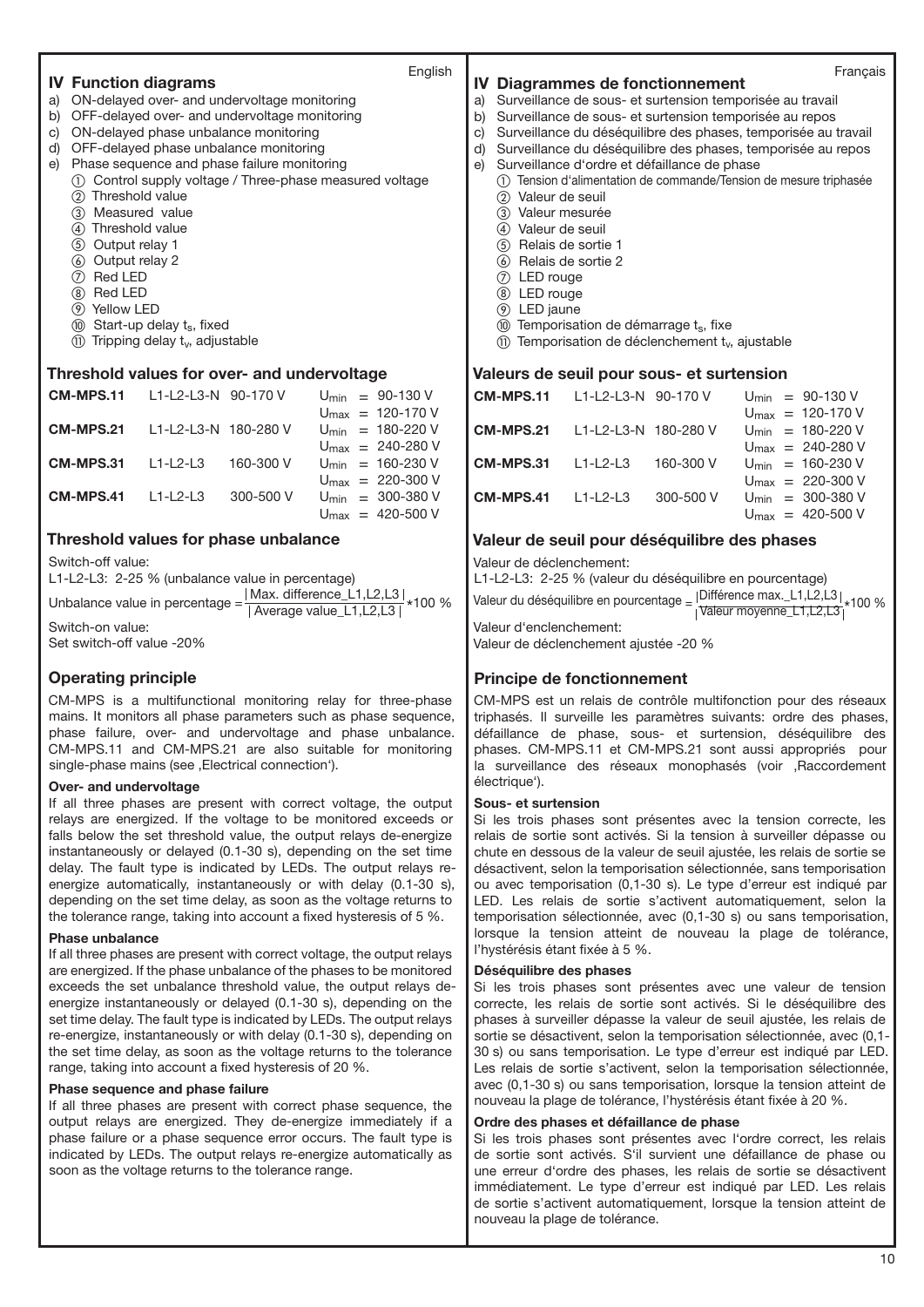English

## IV Function diagrams

a) ON-delayed over- and undervoltage monitoring
b) OFF-delayed over- and undervoltage monitoring
c) ON-delayed phase unbalance monitoring
d) OFF-delayed phase unbalance monitoring
e) Phase sequence and phase failure monitoring

① Control supply voltage / Three-phase measured voltage
② Threshold value
③ Measured value
④ Threshold value
⑤ Output relay 1
⑥ Output relay 2
⑦ Red LED
⑧ Red LED
⑨ Yellow LED
⑩ Start-up delay $t_s$, fixed
⑪ Tripping delay $t_v$, adjustable

### Threshold values for over- and undervoltage

| | | | |
|---|---|---|---|
| **CM-MPS.11** | L1-L2-L3-N | 90-170 V | $U_{min}$ = 90-130 V<br>$U_{max}$ = 120-170 V |
| **CM-MPS.21** | L1-L2-L3-N | 180-280 V | $U_{min}$ = 180-220 V<br>$U_{max}$ = 240-280 V |
| **CM-MPS.31** | L1-L2-L3 | 160-300 V | $U_{min}$ = 160-230 V<br>$U_{max}$ = 220-300 V |
| **CM-MPS.41** | L1-L2-L3 | 300-500 V | $U_{min}$ = 300-380 V<br>$U_{max}$ = 420-500 V |

### Threshold values for phase unbalance

Switch-off value:
L1-L2-L3: 2-25 % (unbalance value in percentage)

$$\text{Unbalance value in percentage} = \frac{|\text{Max. difference\_L1,L2,L3}|}{|\text{Average value\_L1,L2,L3}|} * 100\ \%$$

Switch-on value:
Set switch-off value -20%

### Operating principle

CM-MPS is a multifunctional monitoring relay for three-phase mains. It monitors all phase parameters such as phase sequence, phase failure, over- and undervoltage and phase unbalance. CM-MPS.11 and CM-MPS.21 are also suitable for monitoring single-phase mains (see ‚Electrical connection‘).

**Over- and undervoltage**

If all three phases are present with correct voltage, the output relays are energized. If the voltage to be monitored exceeds or falls below the set threshold value, the output relays de-energize instantaneously or delayed (0.1-30 s), depending on the set time delay. The fault type is indicated by LEDs. The output relays re-energize automatically, instantaneously or with delay (0.1-30 s), depending on the set time delay, as soon as the voltage returns to the tolerance range, taking into account a fixed hysteresis of 5 %.

**Phase unbalance**

If all three phases are present with correct voltage, the output relays are energized. If the phase unbalance of the phases to be monitored exceeds the set unbalance threshold value, the output relays de-energize instantaneously or delayed (0.1-30 s), depending on the set time delay. The fault type is indicated by LEDs. The output relays re-energize, instantaneously or with delay (0.1-30 s), depending on the set time delay, as soon as the voltage returns to the tolerance range, taking into account a fixed hysteresis of 20 %.

**Phase sequence and phase failure**

If all three phases are present with correct phase sequence, the output relays are energized. They de-energize immediately if a phase failure or a phase sequence error occurs. The fault type is indicated by LEDs. The output relays re-energize automatically as soon as the voltage returns to the tolerance range.

Français

## IV Diagrammes de fonctionnement

a) Surveillance de sous- et surtension temporisée au travail
b) Surveillance de sous- et surtension temporisée au repos
c) Surveillance du déséquilibre des phases, temporisée au travail
d) Surveillance du déséquilibre des phases, temporisée au repos
e) Surveillance d‘ordre et défaillance de phase

① Tension d‘alimentation de commande/Tension de mesure triphasée
② Valeur de seuil
③ Valeur mesurée
④ Valeur de seuil
⑤ Relais de sortie 1
⑥ Relais de sortie 2
⑦ LED rouge
⑧ LED rouge
⑨ LED jaune
⑩ Temporisation de démarrage $t_s$, fixe
⑪ Temporisation de déclenchement $t_v$, ajustable

### Valeurs de seuil pour sous- et surtension

| | | | |
|---|---|---|---|
| **CM-MPS.11** | L1-L2-L3-N | 90-170 V | $U_{min}$ = 90-130 V<br>$U_{max}$ = 120-170 V |
| **CM-MPS.21** | L1-L2-L3-N | 180-280 V | $U_{min}$ = 180-220 V<br>$U_{max}$ = 240-280 V |
| **CM-MPS.31** | L1-L2-L3 | 160-300 V | $U_{min}$ = 160-230 V<br>$U_{max}$ = 220-300 V |
| **CM-MPS.41** | L1-L2-L3 | 300-500 V | $U_{min}$ = 300-380 V<br>$U_{max}$ = 420-500 V |

### Valeur de seuil pour déséquilibre des phases

Valeur de déclenchement:
L1-L2-L3: 2-25 % (valeur du déséquilibre en pourcentage)

$$\text{Valeur du déséquilibre en pourcentage} = \frac{|\text{Différence max.\_L1,L2,L3}|}{|\text{Valeur moyenne\_L1,L2,L3}|} * 100\ \%$$

Valeur d‘enclenchement:
Valeur de déclenchement ajustée -20 %

### Principe de fonctionnement

CM-MPS est un relais de contrôle multifonction pour des réseaux triphasés. Il surveille les paramètres suivants: ordre des phases, défaillance de phase, sous- et surtension, déséquilibre des phases. CM-MPS.11 et CM-MPS.21 sont aussi appropriés pour la surveillance des réseaux monophasés (voir ‚Raccordement électrique‘).

**Sous- et surtension**

Si les trois phases sont présentes avec la tension correcte, les relais de sortie sont activés. Si la tension à surveiller dépasse ou chute en dessous de la valeur de seuil ajustée, les relais de sortie se désactivent, selon la temporisation sélectionnée, sans temporisation ou avec temporisation (0,1-30 s). Le type d‘erreur est indiqué par LED. Les relais de sortie s’activent automatiquement, selon la temporisation sélectionnée, avec (0,1-30 s) ou sans temporisation, lorsque la tension atteint de nouveau la plage de tolérance, l’hystérésis étant fixée à 5 %.

**Déséquilibre des phases**

Si les trois phases sont présentes avec une valeur de tension correcte, les relais de sortie sont activés. Si le déséquilibre des phases à surveiller dépasse la valeur de seuil ajustée, les relais de sortie se désactivent, selon la temporisation sélectionnée, avec (0,1-30 s) ou sans temporisation. Le type d’erreur est indiqué par LED. Les relais de sortie s’activent, selon la temporisation sélectionnée, avec (0,1-30 s) ou sans temporisation, lorsque la tension atteint de nouveau la plage de tolérance, l’hystérésis étant fixée à 20 %.

**Ordre des phases et défaillance de phase**

Si les trois phases sont présentes avec l‘ordre correct, les relais de sortie sont activés. S‘il survient une défaillance de phase ou une erreur d‘ordre des phases, les relais de sortie se désactivent immédiatement. Le type d’erreur est indiqué par LED. Les relais de sortie s’activent automatiquement, lorsque la tension atteint de nouveau la plage de tolérance.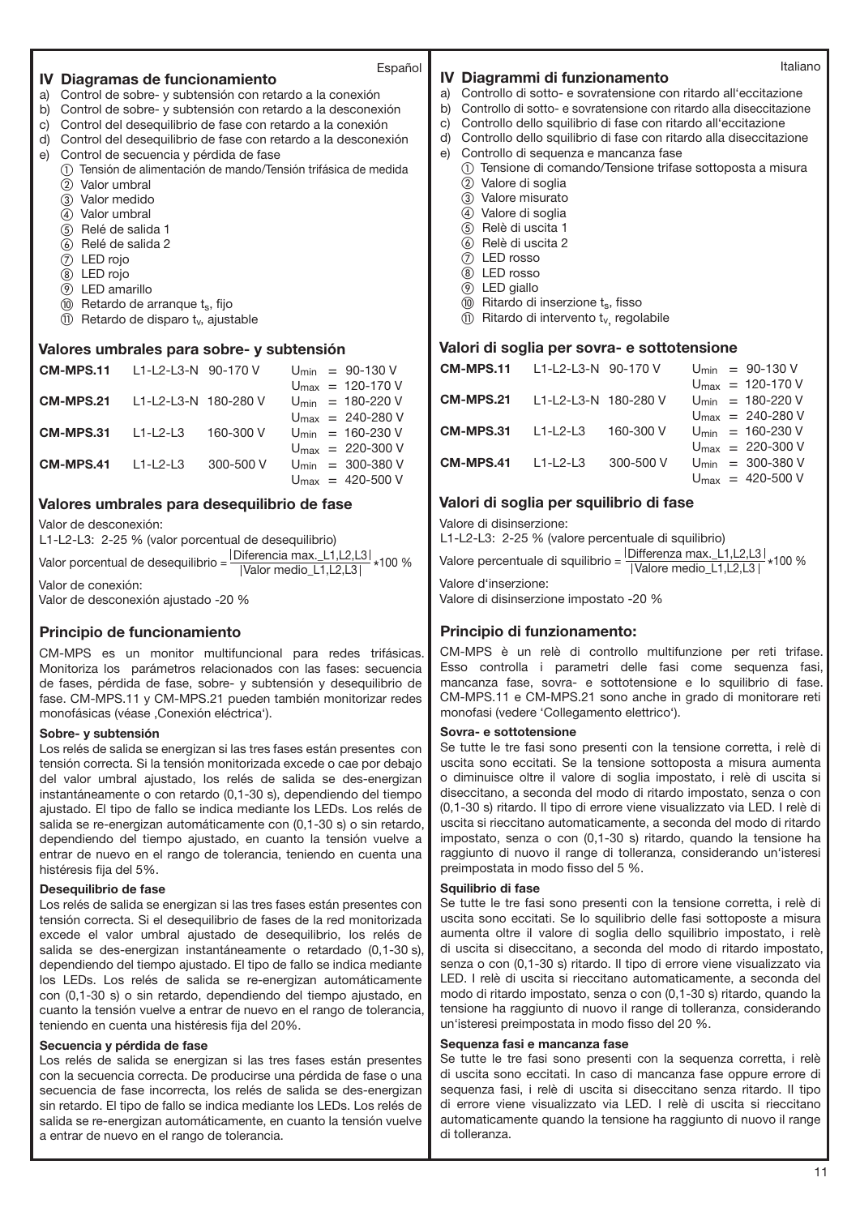Español

## IV Diagramas de funcionamiento

a) Control de sobre- y subtensión con retardo a la conexión
b) Control de sobre- y subtensión con retardo a la desconexión
c) Control del desequilibrio de fase con retardo a la conexión
d) Control del desequilibrio de fase con retardo a la desconexión
e) Control de secuencia y pérdida de fase

① Tensión de alimentación de mando/Tensión trifásica de medida
② Valor umbral
③ Valor medido
④ Valor umbral
⑤ Relé de salida 1
⑥ Relé de salida 2
⑦ LED rojo
⑧ LED rojo
⑨ LED amarillo
⑩ Retardo de arranque $t_s$, fijo
⑪ Retardo de disparo $t_v$, ajustable

### Valores umbrales para sobre- y subtensión

| | | | |
|---|---|---|---|
| **CM-MPS.11** | L1-L2-L3-N | 90-170 V | $U_{min}$ = 90-130 V |
| | | | $U_{max}$ = 120-170 V |
| **CM-MPS.21** | L1-L2-L3-N | 180-280 V | $U_{min}$ = 180-220 V |
| | | | $U_{max}$ = 240-280 V |
| **CM-MPS.31** | L1-L2-L3 | 160-300 V | $U_{min}$ = 160-230 V |
| | | | $U_{max}$ = 220-300 V |
| **CM-MPS.41** | L1-L2-L3 | 300-500 V | $U_{min}$ = 300-380 V |
| | | | $U_{max}$ = 420-500 V |

### Valores umbrales para desequilibrio de fase

Valor de desconexión:
L1-L2-L3: 2-25 % (valor porcentual de desequilibrio)

$$\text{Valor porcentual de desequilibrio} = \frac{|\text{Diferencia max.\_L1,L2,L3}|}{|\text{Valor medio\_L1,L2,L3}|} * 100\ \%$$

Valor de conexión:
Valor de desconexión ajustado -20 %

### Principio de funcionamiento

CM-MPS es un monitor multifuncional para redes trifásicas. Monitoriza los parámetros relacionados con las fases: secuencia de fases, pérdida de fase, sobre- y subtensión y desequilibrio de fase. CM-MPS.11 y CM-MPS.21 pueden también monitorizar redes monofásicas (véase ‚Conexión eléctrica').

**Sobre- y subtensión**

Los relés de salida se energizan si las tres fases están presentes con tensión correcta. Si la tensión monitorizada excede o cae por debajo del valor umbral ajustado, los relés de salida se des-energizan instantáneamente o con retardo (0,1-30 s), dependiendo del tiempo ajustado. El tipo de fallo se indica mediante los LEDs. Los relés de salida se re-energizan automáticamente con (0,1-30 s) o sin retardo, dependiendo del tiempo ajustado, en cuanto la tensión vuelve a entrar de nuevo en el rango de tolerancia, teniendo en cuenta una histéresis fija del 5%.

**Desequilibrio de fase**

Los relés de salida se energizan si las tres fases están presentes con tensión correcta. Si el desequilibrio de fases de la red monitorizada excede el valor umbral ajustado de desequilibrio, los relés de salida se des-energizan instantáneamente o retardado (0,1-30 s), dependiendo del tiempo ajustado. El tipo de fallo se indica mediante los LEDs. Los relés de salida se re-energizan automáticamente con (0,1-30 s) o sin retardo, dependiendo del tiempo ajustado, en cuanto la tensión vuelve a entrar de nuevo en el rango de tolerancia, teniendo en cuenta una histéresis fija del 20%.

**Secuencia y pérdida de fase**

Los relés de salida se energizan si las tres fases están presentes con la secuencia correcta. De producirse una pérdida de fase o una secuencia de fase incorrecta, los relés de salida se des-energizan sin retardo. El tipo de fallo se indica mediante los LEDs. Los relés de salida se re-energizan automáticamente, en cuanto la tensión vuelve a entrar de nuevo en el rango de tolerancia.

Italiano

## IV Diagrammi di funzionamento

a) Controllo di sotto- e sovratensione con ritardo all'eccitazione
b) Controllo di sotto- e sovratensione con ritardo alla diseccitazione
c) Controllo dello squilibrio di fase con ritardo all'eccitazione
d) Controllo dello squilibrio di fase con ritardo alla diseccitazione
e) Controllo di sequenza e mancanza fase

① Tensione di comando/Tensione trifase sottoposta a misura
② Valore di soglia
③ Valore misurato
④ Valore di soglia
⑤ Relè di uscita 1
⑥ Relè di uscita 2
⑦ LED rosso
⑧ LED rosso
⑨ LED giallo
⑩ Ritardo di inserzione $t_s$, fisso
⑪ Ritardo di intervento $t_v$, regolabile

### Valori di soglia per sovra- e sottotensione

| | | | |
|---|---|---|---|
| **CM-MPS.11** | L1-L2-L3-N | 90-170 V | $U_{min}$ = 90-130 V |
| | | | $U_{max}$ = 120-170 V |
| **CM-MPS.21** | L1-L2-L3-N | 180-280 V | $U_{min}$ = 180-220 V |
| | | | $U_{max}$ = 240-280 V |
| **CM-MPS.31** | L1-L2-L3 | 160-300 V | $U_{min}$ = 160-230 V |
| | | | $U_{max}$ = 220-300 V |
| **CM-MPS.41** | L1-L2-L3 | 300-500 V | $U_{min}$ = 300-380 V |
| | | | $U_{max}$ = 420-500 V |

### Valori di soglia per squilibrio di fase

Valore di disinserzione:
L1-L2-L3: 2-25 % (valore percentuale di squilibrio)

$$\text{Valore percentuale di squilibrio} = \frac{|\text{Differenza max.\_L1,L2,L3}|}{|\text{Valore medio\_L1,L2,L3}|} * 100\ \%$$

Valore d'inserzione:
Valore di disinserzione impostato -20 %

### Principio di funzionamento:

CM-MPS è un relè di controllo multifunzione per reti trifase. Esso controlla i parametri delle fasi come sequenza fasi, mancanza fase, sovra- e sottotensione e lo squilibrio di fase. CM-MPS.11 e CM-MPS.21 sono anche in grado di monitorare reti monofasi (vedere 'Collegamento elettrico').

**Sovra- e sottotensione**

Se tutte le tre fasi sono presenti con la tensione corretta, i relè di uscita sono eccitati. Se la tensione sottoposta a misura aumenta o diminuisce oltre il valore di soglia impostato, i relè di uscita si diseccitano, a seconda del modo di ritardo impostato, senza o con (0,1-30 s) ritardo. Il tipo di errore viene visualizzato via LED. I relè di uscita si rieccitano automaticamente, a seconda del modo di ritardo impostato, senza o con (0,1-30 s) ritardo, quando la tensione ha raggiunto di nuovo il range di tolleranza, considerando un'isteresi preimpostata in modo fisso del 5 %.

**Squilibrio di fase**

Se tutte le tre fasi sono presenti con la tensione corretta, i relè di uscita sono eccitati. Se lo squilibrio delle fasi sottoposte a misura aumenta oltre il valore di soglia dello squilibrio impostato, i relè di uscita si diseccitano, a seconda del modo di ritardo impostato, senza o con (0,1-30 s) ritardo. Il tipo di errore viene visualizzato via LED. I relè di uscita si rieccitano automaticamente, a seconda del modo di ritardo impostato, senza o con (0,1-30 s) ritardo, quando la tensione ha raggiunto di nuovo il range di tolleranza, considerando un'isteresi preimpostata in modo fisso del 20 %.

**Sequenza fasi e mancanza fase**

Se tutte le tre fasi sono presenti con la sequenza corretta, i relè di uscita sono eccitati. In caso di mancanza fase oppure errore di sequenza fasi, i relè di uscita si diseccitano senza ritardo. Il tipo di errore viene visualizzato via LED. I relè di uscita si rieccitano automaticamente quando la tensione ha raggiunto di nuovo il range di tolleranza.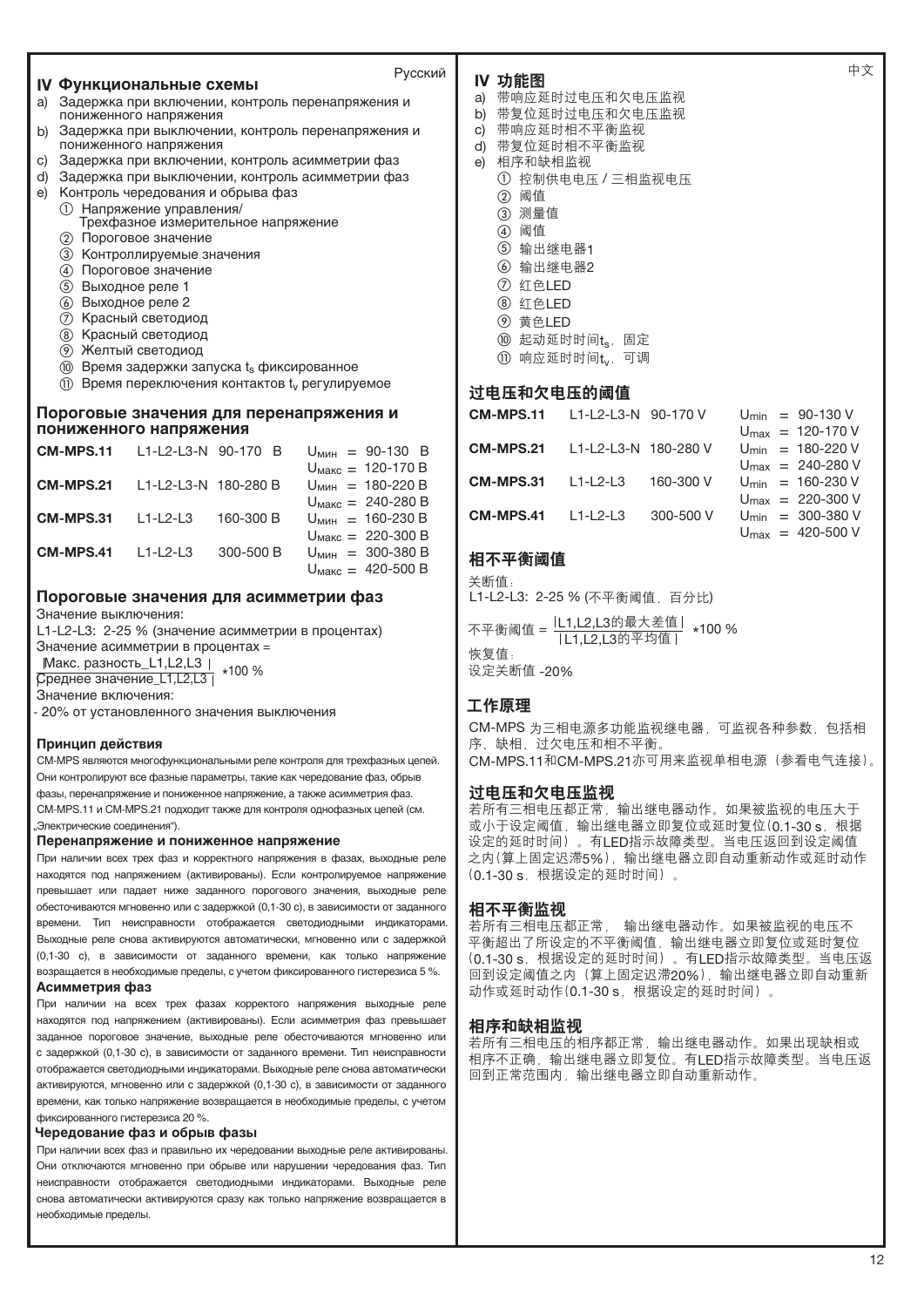Русский

## IV Функциональные схемы

a) Задержка при включении, контроль перенапряжения и пониженного напряжения
b) Задержка при выключении, контроль перенапряжения и пониженного напряжения
c) Задержка при включении, контроль асимметрии фаз
d) Задержка при выключении, контроль асимметрии фаз
e) Контроль чередования и обрыва фаз

① Напряжение управления/ Трехфазное измерительное напряжение
② Пороговое значение
③ Контроллируемые значения
④ Пороговое значение
⑤ Выходное реле 1
⑥ Выходное реле 2
⑦ Красный светодиод
⑧ Красный светодиод
⑨ Желтый светодиод
⑩ Время задержки запуска $t_s$ фиксированное
⑪ Время переключения контактов $t_v$ регулируемое

### Пороговые значения для перенапряжения и пониженного напряжения

| | | | |
|---|---|---|---|
| **CM-MPS.11** | L1-L2-L3-N | 90-170 В | $U_{мин}$ = 90-130 В<br>$U_{макс}$ = 120-170 В |
| **CM-MPS.21** | L1-L2-L3-N | 180-280 В | $U_{мин}$ = 180-220 В<br>$U_{макс}$ = 240-280 В |
| **CM-MPS.31** | L1-L2-L3 | 160-300 В | $U_{мин}$ = 160-230 В<br>$U_{макс}$ = 220-300 В |
| **CM-MPS.41** | L1-L2-L3 | 300-500 В | $U_{мин}$ = 300-380 В<br>$U_{макс}$ = 420-500 В |

### Пороговые значения для асимметрии фаз

Значение выключения:
L1-L2-L3: 2-25 % (значение асимметрии в процентах)
Значение асимметрии в процентах =

$$\frac{|\text{Макс. разность\_L1,L2,L3}|}{|\text{Среднее значение\_L1,L2,L3}|} * 100\ \%$$

Значение включения:
- 20% от установленного значения выключения

#### Принцип действия

CM-MPS являются многофункциональными реле контроля для трехфазных цепей. Они контролируют все фазные параметры, такие как чередование фаз, обрыв фазы, перенапряжение и пониженное напряжение, а также асимметрия фаз. CM-MPS.11 и CM-MPS.21 подходит также для контроля однофазных цепей (см. „Электрические соединения").

#### Перенапряжение и пониженное напряжение

При наличии всех трех фаз и корректного напряжения в фазах, выходные реле находятся под напряжением (активированы). Если контролируемое напряжение превышает или падает ниже заданного порогового значения, выходные реле обесточиваются мгновенно или с задержкой (0,1-30 с), в зависимости от заданного времени. Тип неисправности отображается светодиодными индикаторами. Выходные реле снова активируются автоматически, мгновенно или с задержкой (0,1-30 с), в зависимости от заданного времени, как только напряжение возвращается в необходимые пределы, с учетом фиксированного гистерезиса 5 %.

#### Асимметрия фаз

При наличии на всех трех фазах корректного напряжения выходные реле находятся под напряжением (активированы). Если асимметрия фаз превышает заданное пороговое значение, выходные реле обесточиваются мгновенно или с задержкой (0,1-30 с), в зависимости от заданного времени. Тип неисправности отображается светодиодными индикаторами. Выходные реле снова автоматически активируются, мгновенно или с задержкой (0,1-30 с), в зависимости от заданного времени, как только напряжение возвращается в необходимые пределы, с учетом фиксированного гистерезиса 20 %.

#### Чередование фаз и обрыв фазы

При наличии всех фаз и правильно их чередовании выходные реле активированы. Они отключаются мгновенно при обрыве или нарушении чередования фаз. Тип неисправности отображается светодиодными индикаторами. Выходные реле снова автоматически активируются сразу как только напряжение возвращается в необходимые пределы.

中文

## IV 功能图

a) 带响应延时过电压和欠电压监视
b) 带复位延时过电压和欠电压监视
c) 带响应延时相不平衡监视
d) 带复位延时相不平衡监视
e) 相序和缺相监视

① 控制供电电压 / 三相监视电压
② 阈值
③ 测量值
④ 阈值
⑤ 输出继电器1
⑥ 输出继电器2
⑦ 红色LED
⑧ 红色LED
⑨ 黄色LED
⑩ 起动延时时间$t_s$，固定
⑪ 响应延时时间$t_v$，可调

### 过电压和欠电压的阈值

| | | | |
|---|---|---|---|
| **CM-MPS.11** | L1-L2-L3-N | 90-170 V | $U_{min}$ = 90-130 V<br>$U_{max}$ = 120-170 V |
| **CM-MPS.21** | L1-L2-L3-N | 180-280 V | $U_{min}$ = 180-220 V<br>$U_{max}$ = 240-280 V |
| **CM-MPS.31** | L1-L2-L3 | 160-300 V | $U_{min}$ = 160-230 V<br>$U_{max}$ = 220-300 V |
| **CM-MPS.41** | L1-L2-L3 | 300-500 V | $U_{min}$ = 300-380 V<br>$U_{max}$ = 420-500 V |

### 相不平衡阈值

关断值：
L1-L2-L3: 2-25 % (不平衡阈值，百分比)

$$\text{不平衡阈值} = \frac{|\text{L1,L2,L3的最大差值}|}{|\text{L1,L2,L3的平均值}|} * 100\ \%$$

恢复值：
设定关断值 -20%

### 工作原理

CM-MPS 为三相电源多功能监视继电器，可监视各种参数，包括相序、缺相、过欠电压和相不平衡。
CM-MPS.11和CM-MPS.21亦可用来监视单相电源（参看电气连接）。

#### 过电压和欠电压监视

若所有三相电压都正常，输出继电器动作。如果被监视的电压大于或小于设定阈值，输出继电器立即复位或延时复位(0.1-30 s，根据设定的延时时间）。有LED指示故障类型。当电压返回到设定阈值之内(算上固定迟滞5%），输出继电器立即自动重新动作或延时动作(0.1-30 s，根据设定的延时时间）。

#### 相不平衡监视

若所有三相电压都正常， 输出继电器动作。如果被监视的电压不平衡超出了所设定的不平衡阈值，输出继电器立即复位或延时复位(0.1-30 s，根据设定的延时时间）。有LED指示故障类型。当电压返回到设定阈值之内（算上固定迟滞20%），输出继电器立即自动重新动作或延时动作(0.1-30 s，根据设定的延时时间）。

#### 相序和缺相监视

若所有三相电压的相序都正常，输出继电器动作。如果出现缺相或相序不正确，输出继电器立即复位。有LED指示故障类型。当电压返回到正常范围内，输出继电器立即自动重新动作。